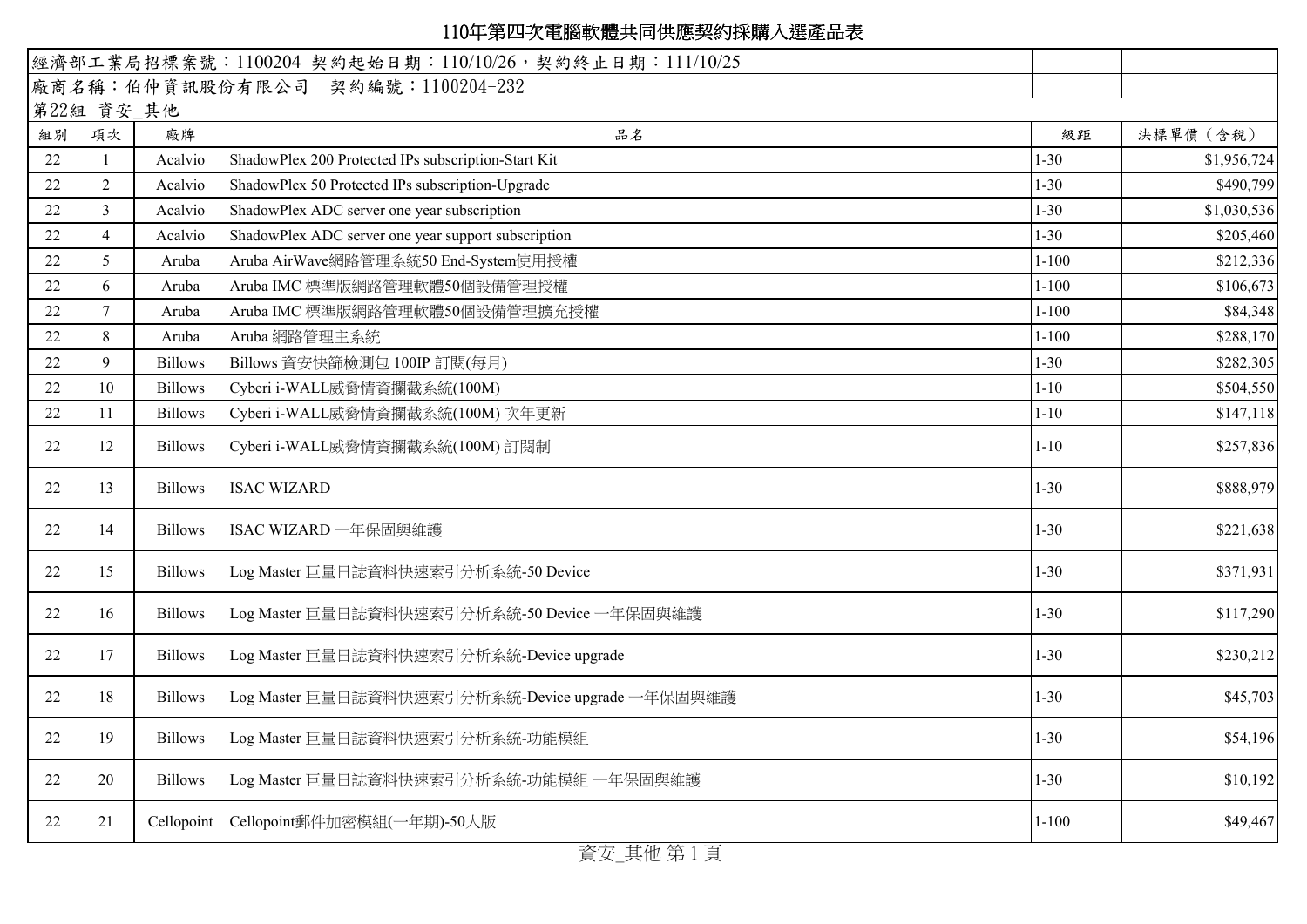# 110年第四次電腦軟體共同供應契約採購入選產品表

| 經濟部工業局招標案號：1100204 契約起始日期：110/10/26，契約終止日期：111/10/25 | | | | | |
|---|---|---|---|---|---|
| 廠商名稱：伯仲資訊股份有限公司 契約編號：1100204-232 | | | | | |
| 第22組 資安_其他 | | | | | |
| 組別 | 項次 | 廠牌 | 品名 | 級距 | 決標單價（含稅） |
| 22 | 1 | Acalvio | ShadowPlex 200 Protected IPs subscription-Start Kit | 1-30 | $1,956,724 |
| 22 | 2 | Acalvio | ShadowPlex 50 Protected IPs subscription-Upgrade | 1-30 | $490,799 |
| 22 | 3 | Acalvio | ShadowPlex ADC server one year subscription | 1-30 | $1,030,536 |
| 22 | 4 | Acalvio | ShadowPlex ADC server one year support subscription | 1-30 | $205,460 |
| 22 | 5 | Aruba | Aruba AirWave網路管理系統50 End-System使用授權 | 1-100 | $212,336 |
| 22 | 6 | Aruba | Aruba IMC 標準版網路管理軟體50個設備管理授權 | 1-100 | $106,673 |
| 22 | 7 | Aruba | Aruba IMC 標準版網路管理軟體50個設備管理擴充授權 | 1-100 | $84,348 |
| 22 | 8 | Aruba | Aruba 網路管理主系統 | 1-100 | $288,170 |
| 22 | 9 | Billows | Billows 資安快篩檢測包 100IP 訂閱(每月) | 1-30 | $282,305 |
| 22 | 10 | Billows | Cyberi i-WALL威脅情資攔截系統(100M) | 1-10 | $504,550 |
| 22 | 11 | Billows | Cyberi i-WALL威脅情資攔截系統(100M) 次年更新 | 1-10 | $147,118 |
| 22 | 12 | Billows | Cyberi i-WALL威脅情資攔截系統(100M) 訂閱制 | 1-10 | $257,836 |
| 22 | 13 | Billows | ISAC WIZARD | 1-30 | $888,979 |
| 22 | 14 | Billows | ISAC WIZARD 一年保固與維護 | 1-30 | $221,638 |
| 22 | 15 | Billows | Log Master 巨量日誌資料快速索引分析系統-50 Device | 1-30 | $371,931 |
| 22 | 16 | Billows | Log Master 巨量日誌資料快速索引分析系統-50 Device 一年保固與維護 | 1-30 | $117,290 |
| 22 | 17 | Billows | Log Master 巨量日誌資料快速索引分析系統-Device upgrade | 1-30 | $230,212 |
| 22 | 18 | Billows | Log Master 巨量日誌資料快速索引分析系統-Device upgrade 一年保固與維護 | 1-30 | $45,703 |
| 22 | 19 | Billows | Log Master 巨量日誌資料快速索引分析系統-功能模組 | 1-30 | $54,196 |
| 22 | 20 | Billows | Log Master 巨量日誌資料快速索引分析系統-功能模組 一年保固與維護 | 1-30 | $10,192 |
| 22 | 21 | Cellopoint | Cellopoint郵件加密模組(一年期)-50人版 | 1-100 | $49,467 |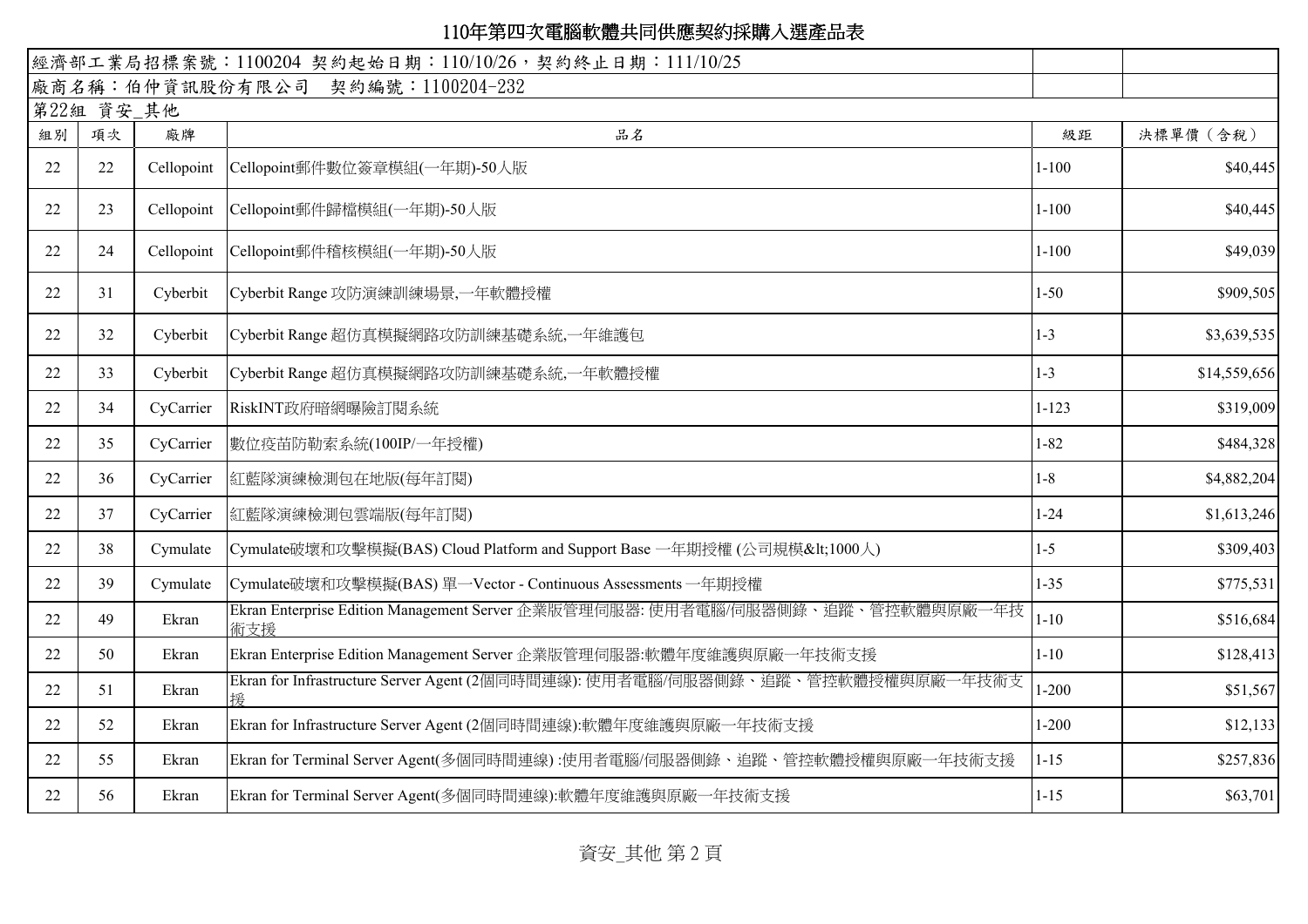# 110年第四次電腦軟體共同供應契約採購入選產品表

經濟部工業局招標案號：1100204 契約起始日期：110/10/26，契約終止日期：111/10/25

廠商名稱：伯仲資訊股份有限公司　契約編號：1100204-232

第22組 資安_其他

| 組別 | 項次 | 廠牌 | 品名 | 級距 | 決標單價（含稅） |
|---|---|---|---|---|---|
| 22 | 22 | Cellopoint | Cellopoint郵件數位簽章模組(一年期)-50人版 | 1-100 | $40,445 |
| 22 | 23 | Cellopoint | Cellopoint郵件歸檔模組(一年期)-50人版 | 1-100 | $40,445 |
| 22 | 24 | Cellopoint | Cellopoint郵件稽核模組(一年期)-50人版 | 1-100 | $49,039 |
| 22 | 31 | Cyberbit | Cyberbit Range 攻防演練訓練場景,一年軟體授權 | 1-50 | $909,505 |
| 22 | 32 | Cyberbit | Cyberbit Range 超仿真模擬網路攻防訓練基礎系統,一年維護包 | 1-3 | $3,639,535 |
| 22 | 33 | Cyberbit | Cyberbit Range 超仿真模擬網路攻防訓練基礎系統,一年軟體授權 | 1-3 | $14,559,656 |
| 22 | 34 | CyCarrier | RiskINT政府暗網曝險訂閱系統 | 1-123 | $319,009 |
| 22 | 35 | CyCarrier | 數位疫苗防勒索系統(100IP/一年授權) | 1-82 | $484,328 |
| 22 | 36 | CyCarrier | 紅藍隊演練檢測包在地版(每年訂閱) | 1-8 | $4,882,204 |
| 22 | 37 | CyCarrier | 紅藍隊演練檢測包雲端版(每年訂閱) | 1-24 | $1,613,246 |
| 22 | 38 | Cymulate | Cymulate破壞和攻擊模擬(BAS) Cloud Platform and Support Base 一年期授權 (公司規模&lt;1000人) | 1-5 | $309,403 |
| 22 | 39 | Cymulate | Cymulate破壞和攻擊模擬(BAS) 單一Vector - Continuous Assessments 一年期授權 | 1-35 | $775,531 |
| 22 | 49 | Ekran | Ekran Enterprise Edition Management Server 企業版管理伺服器: 使用者電腦/伺服器側錄、追蹤、管控軟體與原廠一年技術支援 | 1-10 | $516,684 |
| 22 | 50 | Ekran | Ekran Enterprise Edition Management Server 企業版管理伺服器:軟體年度維護與原廠一年技術支援 | 1-10 | $128,413 |
| 22 | 51 | Ekran | Ekran for Infrastructure Server Agent (2個同時間連線): 使用者電腦/伺服器側錄、追蹤、管控軟體授權與原廠一年技術支援 | 1-200 | $51,567 |
| 22 | 52 | Ekran | Ekran for Infrastructure Server Agent (2個同時間連線):軟體年度維護與原廠一年技術支援 | 1-200 | $12,133 |
| 22 | 55 | Ekran | Ekran for Terminal Server Agent(多個同時間連線) :使用者電腦/伺服器側錄、追蹤、管控軟體授權與原廠一年技術支援 | 1-15 | $257,836 |
| 22 | 56 | Ekran | Ekran for Terminal Server Agent(多個同時間連線):軟體年度維護與原廠一年技術支援 | 1-15 | $63,701 |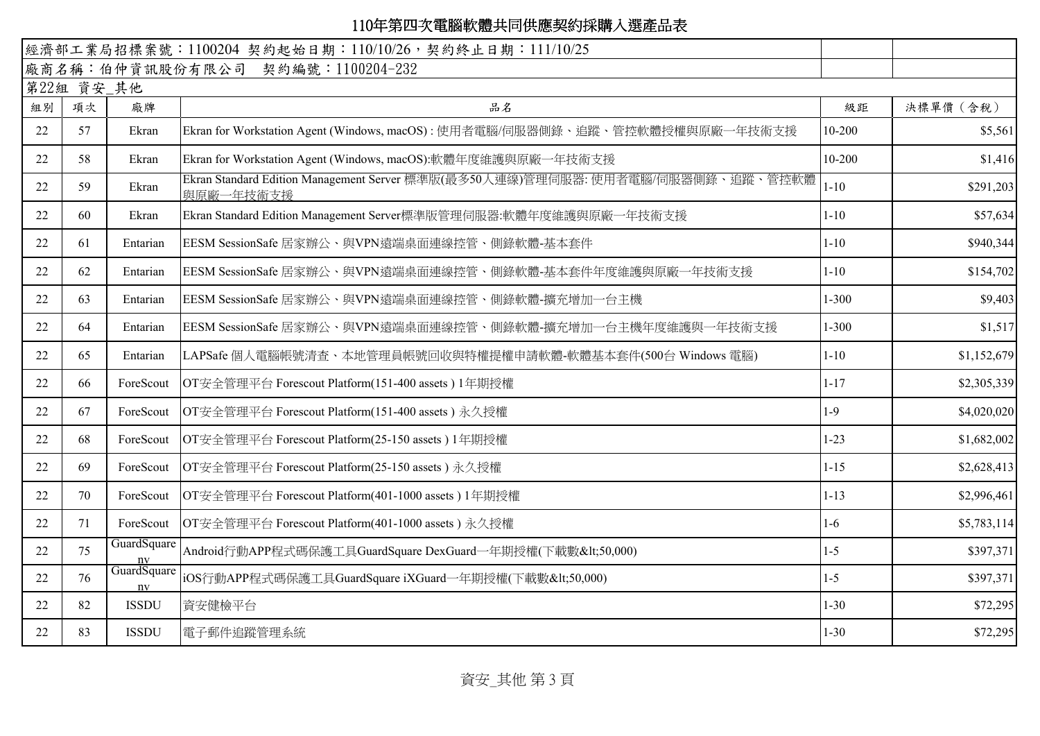# 110年第四次電腦軟體共同供應契約採購入選產品表

經濟部工業局招標案號：1100204 契約起始日期：110/10/26，契約終止日期：111/10/25

廠商名稱：伯仲資訊股份有限公司　契約編號：1100204-232

第22組 資安_其他

| 組別 | 項次 | 廠牌 | 品名 | 級距 | 決標單價（含稅） |
|---|---|---|---|---|---|
| 22 | 57 | Ekran | Ekran for Workstation Agent (Windows, macOS) : 使用者電腦/伺服器側錄、追蹤、管控軟體授權與原廠一年技術支援 | 10-200 | $5,561 |
| 22 | 58 | Ekran | Ekran for Workstation Agent (Windows, macOS):軟體年度維護與原廠一年技術支援 | 10-200 | $1,416 |
| 22 | 59 | Ekran | Ekran Standard Edition Management Server 標準版(最多50人連線)管理伺服器: 使用者電腦/伺服器側錄、追蹤、管控軟體與原廠一年技術支援 | 1-10 | $291,203 |
| 22 | 60 | Ekran | Ekran Standard Edition Management Server標準版管理伺服器:軟體年度維護與原廠一年技術支援 | 1-10 | $57,634 |
| 22 | 61 | Entarian | EESM SessionSafe 居家辦公、與VPN遠端桌面連線控管、側錄軟體-基本套件 | 1-10 | $940,344 |
| 22 | 62 | Entarian | EESM SessionSafe 居家辦公、與VPN遠端桌面連線控管、側錄軟體-基本套件年度維護與原廠一年技術支援 | 1-10 | $154,702 |
| 22 | 63 | Entarian | EESM SessionSafe 居家辦公、與VPN遠端桌面連線控管、側錄軟體-擴充增加一台主機 | 1-300 | $9,403 |
| 22 | 64 | Entarian | EESM SessionSafe 居家辦公、與VPN遠端桌面連線控管、側錄軟體-擴充增加一台主機年度維護與一年技術支援 | 1-300 | $1,517 |
| 22 | 65 | Entarian | LAPSafe 個人電腦帳號清查、本地管理員帳號回收與特權提權申請軟體-軟體基本套件(500台 Windows 電腦) | 1-10 | $1,152,679 |
| 22 | 66 | ForeScout | OT安全管理平台 Forescout Platform(151-400 assets ) 1年期授權 | 1-17 | $2,305,339 |
| 22 | 67 | ForeScout | OT安全管理平台 Forescout Platform(151-400 assets ) 永久授權 | 1-9 | $4,020,020 |
| 22 | 68 | ForeScout | OT安全管理平台 Forescout Platform(25-150 assets ) 1年期授權 | 1-23 | $1,682,002 |
| 22 | 69 | ForeScout | OT安全管理平台 Forescout Platform(25-150 assets ) 永久授權 | 1-15 | $2,628,413 |
| 22 | 70 | ForeScout | OT安全管理平台 Forescout Platform(401-1000 assets ) 1年期授權 | 1-13 | $2,996,461 |
| 22 | 71 | ForeScout | OT安全管理平台 Forescout Platform(401-1000 assets ) 永久授權 | 1-6 | $5,783,114 |
| 22 | 75 | GuardSquare nv | Android行動APP程式碼保護工具GuardSquare DexGuard一年期授權(下載數&lt;50,000) | 1-5 | $397,371 |
| 22 | 76 | GuardSquare nv | iOS行動APP程式碼保護工具GuardSquare iXGuard一年期授權(下載數&lt;50,000) | 1-5 | $397,371 |
| 22 | 82 | ISSDU | 資安健檢平台 | 1-30 | $72,295 |
| 22 | 83 | ISSDU | 電子郵件追蹤管理系統 | 1-30 | $72,295 |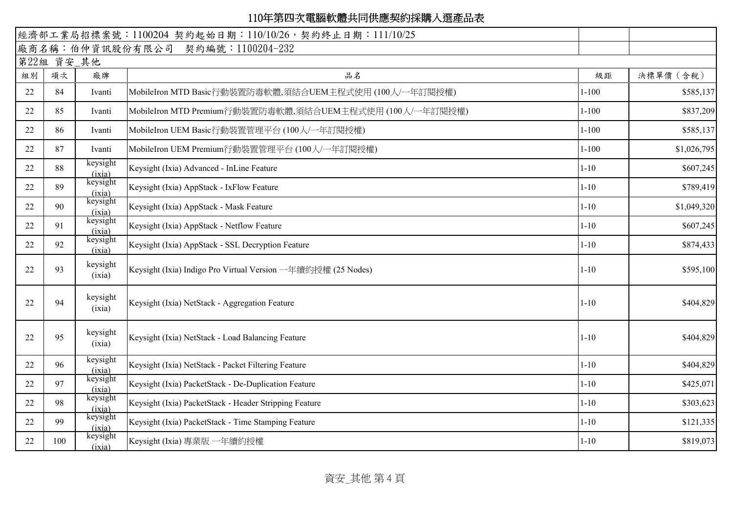# 110年第四次電腦軟體共同供應契約採購入選產品表

經濟部工業局招標案號：1100204 契約起始日期：110/10/26，契約終止日期：111/10/25

廠商名稱：伯仲資訊股份有限公司　契約編號：1100204-232

第22組 資安_其他

| 組別 | 項次 | 廠牌 | 品名 | 級距 | 決標單價（含稅） |
|---|---|---|---|---|---|
| 22 | 84 | Ivanti | MobileIron MTD Basic行動裝置防毒軟體,須結合UEM主程式使用 (100人/一年訂閱授權) | 1-100 | $585,137 |
| 22 | 85 | Ivanti | MobileIron MTD Premium行動裝置防毒軟體,須結合UEM主程式使用 (100人/一年訂閱授權) | 1-100 | $837,209 |
| 22 | 86 | Ivanti | MobileIron UEM Basic行動裝置管理平台 (100人/一年訂閱授權) | 1-100 | $585,137 |
| 22 | 87 | Ivanti | MobileIron UEM Premium行動裝置管理平台 (100人/一年訂閱授權) | 1-100 | $1,026,795 |
| 22 | 88 | keysight (ixia) | Keysight (Ixia) Advanced - InLine Feature | 1-10 | $607,245 |
| 22 | 89 | keysight (ixia) | Keysight (Ixia) AppStack - IxFlow Feature | 1-10 | $789,419 |
| 22 | 90 | keysight (ixia) | Keysight (Ixia) AppStack - Mask Feature | 1-10 | $1,049,320 |
| 22 | 91 | keysight (ixia) | Keysight (Ixia) AppStack - Netflow Feature | 1-10 | $607,245 |
| 22 | 92 | keysight (ixia) | Keysight (Ixia) AppStack - SSL Decryption Feature | 1-10 | $874,433 |
| 22 | 93 | keysight (ixia) | Keysight (Ixia) Indigo Pro Virtual Version 一年續約授權 (25 Nodes) | 1-10 | $595,100 |
| 22 | 94 | keysight (ixia) | Keysight (Ixia) NetStack - Aggregation Feature | 1-10 | $404,829 |
| 22 | 95 | keysight (ixia) | Keysight (Ixia) NetStack - Load Balancing Feature | 1-10 | $404,829 |
| 22 | 96 | keysight (ixia) | Keysight (Ixia) NetStack - Packet Filtering Feature | 1-10 | $404,829 |
| 22 | 97 | keysight (ixia) | Keysight (Ixia) PacketStack - De-Duplication Feature | 1-10 | $425,071 |
| 22 | 98 | keysight (ixia) | Keysight (Ixia) PacketStack - Header Stripping Feature | 1-10 | $303,623 |
| 22 | 99 | keysight (ixia) | Keysight (Ixia) PacketStack - Time Stamping Feature | 1-10 | $121,335 |
| 22 | 100 | keysight (ixia) | Keysight (Ixia) 專業版 一年續約授權 | 1-10 | $819,073 |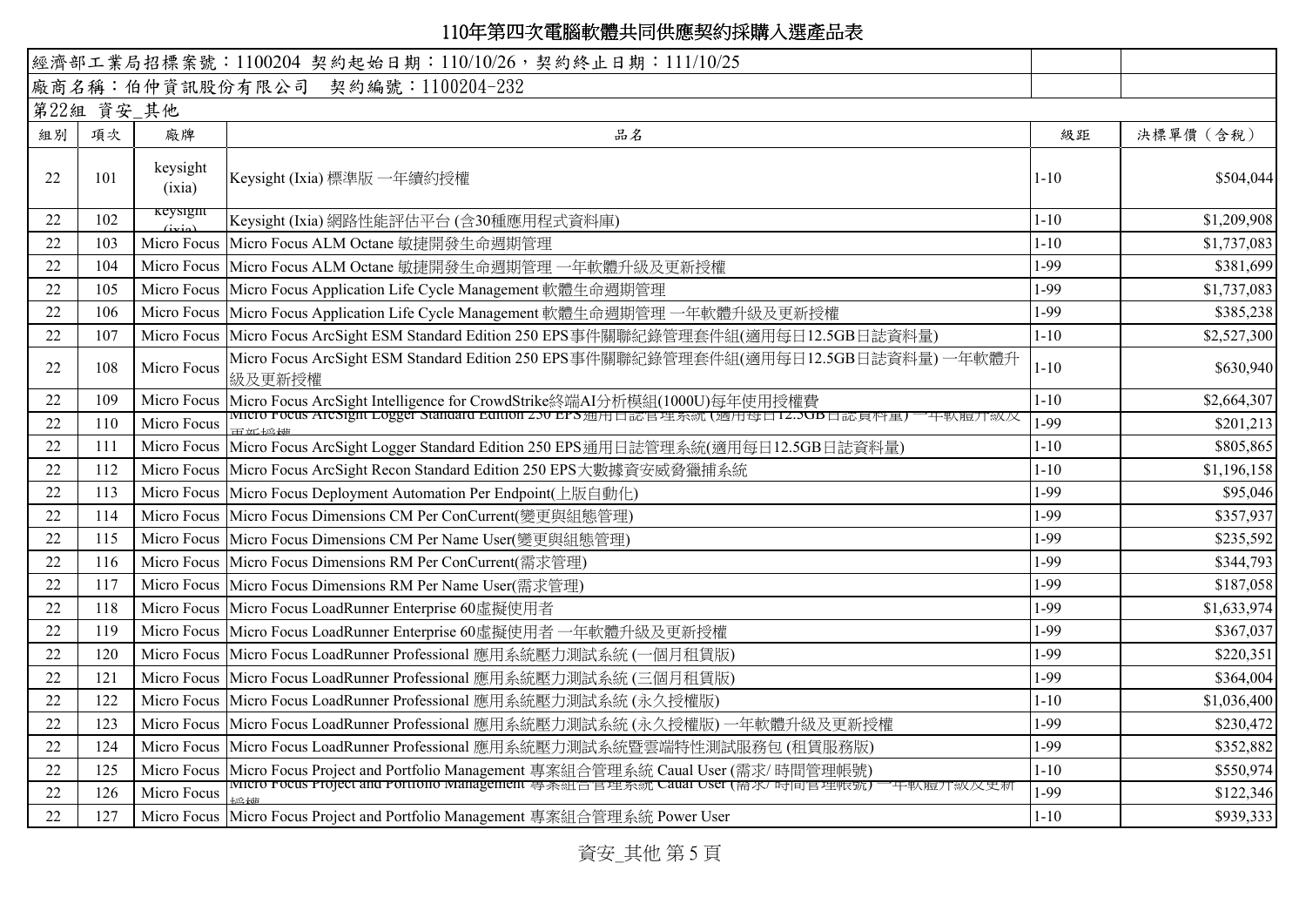# 110年第四次電腦軟體共同供應契約採購入選產品表

經濟部工業局招標案號：1100204 契約起始日期：110/10/26，契約終止日期：111/10/25

廠商名稱：伯仲資訊股份有限公司 契約編號：1100204-232

第22組 資安_其他

| 組別 | 項次 | 廠牌 | 品名 | 級距 | 決標單價（含稅） |
|---|---|---|---|---|---|
| 22 | 101 | keysight (ixia) | Keysight (Ixia) 標準版 一年續約授權 | 1-10 | $504,044 |
| 22 | 102 | keysight (ixia) | Keysight (Ixia) 網路性能評估平台 (含30種應用程式資料庫) | 1-10 | $1,209,908 |
| 22 | 103 | Micro Focus | Micro Focus ALM Octane 敏捷開發生命週期管理 | 1-10 | $1,737,083 |
| 22 | 104 | Micro Focus | Micro Focus ALM Octane 敏捷開發生命週期管理 一年軟體升級及更新授權 | 1-99 | $381,699 |
| 22 | 105 | Micro Focus | Micro Focus Application Life Cycle Management 軟體生命週期管理 | 1-99 | $1,737,083 |
| 22 | 106 | Micro Focus | Micro Focus Application Life Cycle Management 軟體生命週期管理 一年軟體升級及更新授權 | 1-99 | $385,238 |
| 22 | 107 | Micro Focus | Micro Focus ArcSight ESM Standard Edition 250 EPS事件關聯紀錄管理套件組(適用每日12.5GB日誌資料量) | 1-10 | $2,527,300 |
| 22 | 108 | Micro Focus | Micro Focus ArcSight ESM Standard Edition 250 EPS事件關聯紀錄管理套件組(適用每日12.5GB日誌資料量) 一年軟體升級及更新授權 | 1-10 | $630,940 |
| 22 | 109 | Micro Focus | Micro Focus ArcSight Intelligence for CrowdStrike終端AI分析模組(1000U)每年使用授權費 | 1-10 | $2,664,307 |
| 22 | 110 | Micro Focus | Micro Focus ArcSight Logger Standard Edition 250 EPS通用日誌管理系統 (適用每日12.5GB日誌資料量) 一年軟體升級及更新授權 | 1-99 | $201,213 |
| 22 | 111 | Micro Focus | Micro Focus ArcSight Logger Standard Edition 250 EPS通用日誌管理系統(適用每日12.5GB日誌資料量) | 1-10 | $805,865 |
| 22 | 112 | Micro Focus | Micro Focus ArcSight Recon Standard Edition 250 EPS大數據資安威脅獵捕系統 | 1-10 | $1,196,158 |
| 22 | 113 | Micro Focus | Micro Focus Deployment Automation Per Endpoint(上版自動化) | 1-99 | $95,046 |
| 22 | 114 | Micro Focus | Micro Focus Dimensions CM Per ConCurrent(變更與組態管理) | 1-99 | $357,937 |
| 22 | 115 | Micro Focus | Micro Focus Dimensions CM Per Name User(變更與組態管理) | 1-99 | $235,592 |
| 22 | 116 | Micro Focus | Micro Focus Dimensions RM Per ConCurrent(需求管理) | 1-99 | $344,793 |
| 22 | 117 | Micro Focus | Micro Focus Dimensions RM Per Name User(需求管理) | 1-99 | $187,058 |
| 22 | 118 | Micro Focus | Micro Focus LoadRunner Enterprise 60虛擬使用者 | 1-99 | $1,633,974 |
| 22 | 119 | Micro Focus | Micro Focus LoadRunner Enterprise 60虛擬使用者 一年軟體升級及更新授權 | 1-99 | $367,037 |
| 22 | 120 | Micro Focus | Micro Focus LoadRunner Professional 應用系統壓力測試系統 (一個月租賃版) | 1-99 | $220,351 |
| 22 | 121 | Micro Focus | Micro Focus LoadRunner Professional 應用系統壓力測試系統 (三個月租賃版) | 1-99 | $364,004 |
| 22 | 122 | Micro Focus | Micro Focus LoadRunner Professional 應用系統壓力測試系統 (永久授權版) | 1-10 | $1,036,400 |
| 22 | 123 | Micro Focus | Micro Focus LoadRunner Professional 應用系統壓力測試系統 (永久授權版) 一年軟體升級及更新授權 | 1-99 | $230,472 |
| 22 | 124 | Micro Focus | Micro Focus LoadRunner Professional 應用系統壓力測試系統暨雲端特性測試服務包 (租賃服務版) | 1-99 | $352,882 |
| 22 | 125 | Micro Focus | Micro Focus Project and Portfolio Management 專案組合管理系統 Caual User (需求/ 時間管理帳號) | 1-10 | $550,974 |
| 22 | 126 | Micro Focus | Micro Focus Project and Portfolio Management 專案組合管理系統 Caual User (需求/ 時間管理帳號) 一年軟體升級及更新授權 | 1-99 | $122,346 |
| 22 | 127 | Micro Focus | Micro Focus Project and Portfolio Management 專案組合管理系統 Power User | 1-10 | $939,333 |

資安_其他 第 5 頁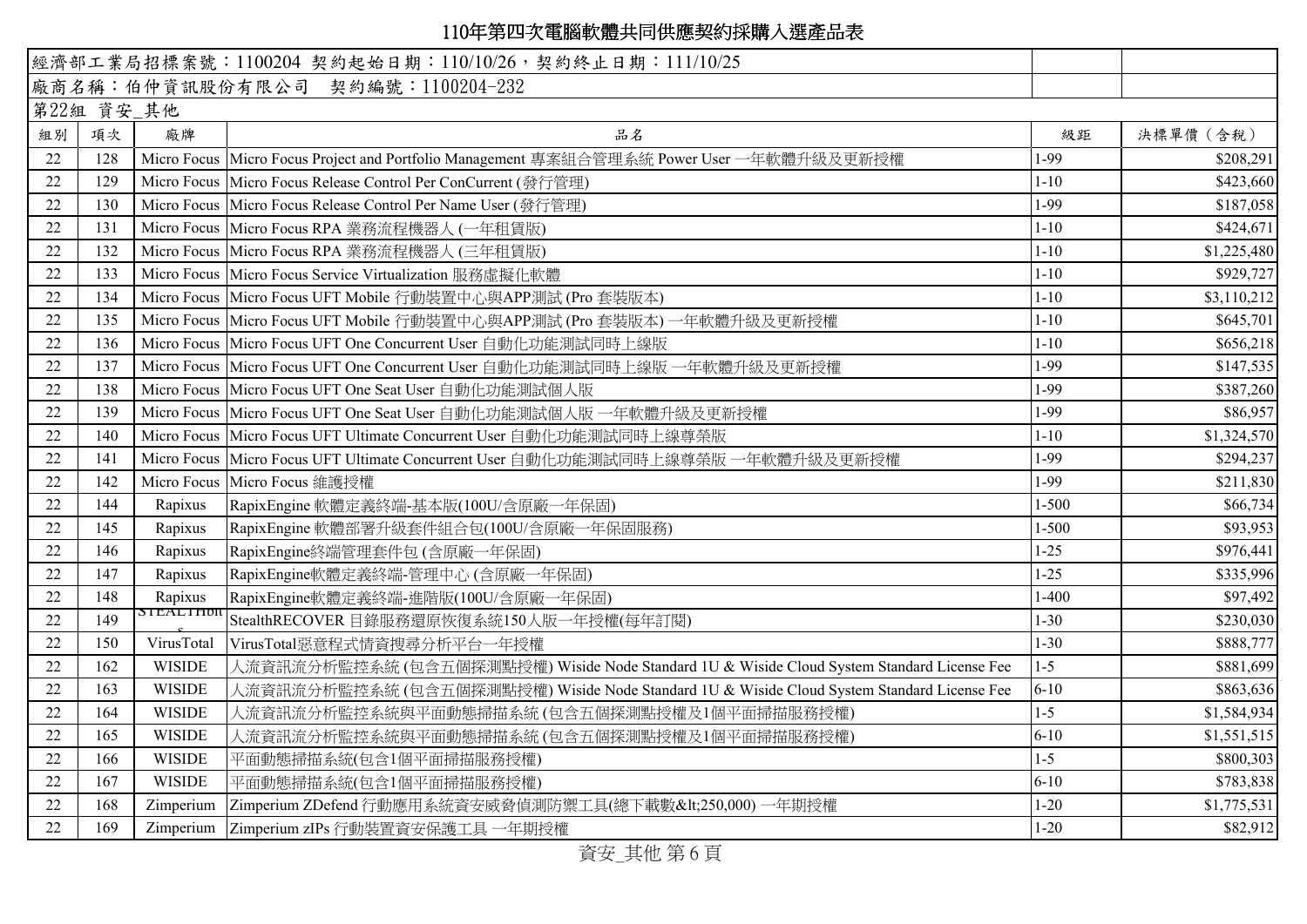# 110年第四次電腦軟體共同供應契約採購入選產品表

| 經濟部工業局招標案號：1100204 契約起始日期：110/10/26，契約終止日期：111/10/25 | | | | | |
|---|---|---|---|---|---|
| 廠商名稱：伯仲資訊股份有限公司　契約編號：1100204-232 | | | | | |
| 第22組 資安_其他 | | | | | |
| 組別 | 項次 | 廠牌 | 品名 | 級距 | 決標單價（含稅） |
| 22 | 128 | Micro Focus | Micro Focus Project and Portfolio Management 專案組合管理系統 Power User 一年軟體升級及更新授權 | 1-99 | $208,291 |
| 22 | 129 | Micro Focus | Micro Focus Release Control Per ConCurrent (發行管理) | 1-10 | $423,660 |
| 22 | 130 | Micro Focus | Micro Focus Release Control Per Name User (發行管理) | 1-99 | $187,058 |
| 22 | 131 | Micro Focus | Micro Focus RPA 業務流程機器人 (一年租賃版) | 1-10 | $424,671 |
| 22 | 132 | Micro Focus | Micro Focus RPA 業務流程機器人 (三年租賃版) | 1-10 | $1,225,480 |
| 22 | 133 | Micro Focus | Micro Focus Service Virtualization 服務虛擬化軟體 | 1-10 | $929,727 |
| 22 | 134 | Micro Focus | Micro Focus UFT Mobile 行動裝置中心與APP測試 (Pro 套裝版本) | 1-10 | $3,110,212 |
| 22 | 135 | Micro Focus | Micro Focus UFT Mobile 行動裝置中心與APP測試 (Pro 套裝版本) 一年軟體升級及更新授權 | 1-10 | $645,701 |
| 22 | 136 | Micro Focus | Micro Focus UFT One Concurrent User 自動化功能測試同時上線版 | 1-10 | $656,218 |
| 22 | 137 | Micro Focus | Micro Focus UFT One Concurrent User 自動化功能測試同時上線版 一年軟體升級及更新授權 | 1-99 | $147,535 |
| 22 | 138 | Micro Focus | Micro Focus UFT One Seat User 自動化功能測試個人版 | 1-99 | $387,260 |
| 22 | 139 | Micro Focus | Micro Focus UFT One Seat User 自動化功能測試個人版 一年軟體升級及更新授權 | 1-99 | $86,957 |
| 22 | 140 | Micro Focus | Micro Focus UFT Ultimate Concurrent User 自動化功能測試同時上線尊榮版 | 1-10 | $1,324,570 |
| 22 | 141 | Micro Focus | Micro Focus UFT Ultimate Concurrent User 自動化功能測試同時上線尊榮版 一年軟體升級及更新授權 | 1-99 | $294,237 |
| 22 | 142 | Micro Focus | Micro Focus 維護授權 | 1-99 | $211,830 |
| 22 | 144 | Rapixus | RapixEngine 軟體定義終端-基本版(100U/含原廠一年保固) | 1-500 | $66,734 |
| 22 | 145 | Rapixus | RapixEngine 軟體部署升級套件組合包(100U/含原廠一年保固服務) | 1-500 | $93,953 |
| 22 | 146 | Rapixus | RapixEngine終端管理套件包 (含原廠一年保固) | 1-25 | $976,441 |
| 22 | 147 | Rapixus | RapixEngine軟體定義終端-管理中心 (含原廠一年保固) | 1-25 | $335,996 |
| 22 | 148 | Rapixus | RapixEngine軟體定義終端-進階版(100U/含原廠一年保固) | 1-400 | $97,492 |
| 22 | 149 | STEALTHbits | StealthRECOVER 目錄服務還原恢復系統150人版一年授權(每年訂閱) | 1-30 | $230,030 |
| 22 | 150 | VirusTotal | VirusTotal惡意程式情資搜尋分析平台一年授權 | 1-30 | $888,777 |
| 22 | 162 | WISIDE | 人流資訊流分析監控系統 (包含五個探測點授權) Wiside Node Standard 1U & Wiside Cloud System Standard License Fee | 1-5 | $881,699 |
| 22 | 163 | WISIDE | 人流資訊流分析監控系統 (包含五個探測點授權) Wiside Node Standard 1U & Wiside Cloud System Standard License Fee | 6-10 | $863,636 |
| 22 | 164 | WISIDE | 人流資訊流分析監控系統與平面動態掃描系統 (包含五個探測點授權及1個平面掃描服務授權) | 1-5 | $1,584,934 |
| 22 | 165 | WISIDE | 人流資訊流分析監控系統與平面動態掃描系統 (包含五個探測點授權及1個平面掃描服務授權) | 6-10 | $1,551,515 |
| 22 | 166 | WISIDE | 平面動態掃描系統(包含1個平面掃描服務授權) | 1-5 | $800,303 |
| 22 | 167 | WISIDE | 平面動態掃描系統(包含1個平面掃描服務授權) | 6-10 | $783,838 |
| 22 | 168 | Zimperium | Zimperium ZDefend 行動應用系統資安威脅偵測防禦工具(總下載數&lt;250,000) 一年期授權 | 1-20 | $1,775,531 |
| 22 | 169 | Zimperium | Zimperium zIPs 行動裝置資安保護工具 一年期授權 | 1-20 | $82,912 |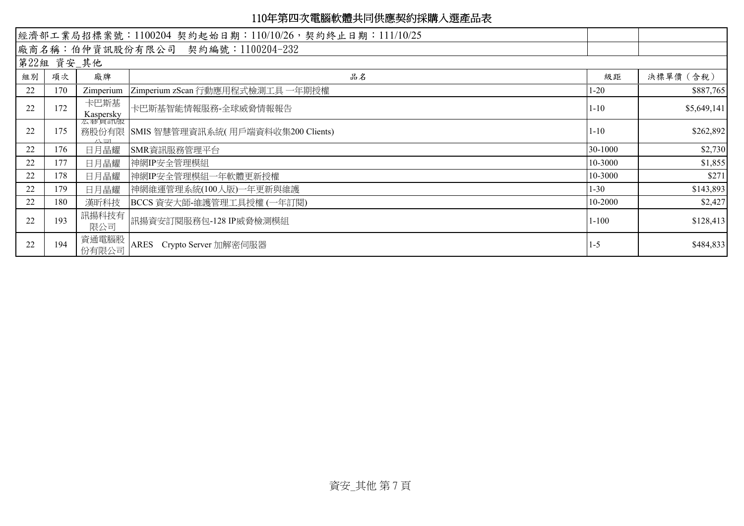# 110年第四次電腦軟體共同供應契約採購入選產品表

經濟部工業局招標案號：1100204 契約起始日期：110/10/26，契約終止日期：111/10/25

廠商名稱：伯仲資訊股份有限公司　契約編號：1100204-232

第22組 資安_其他

| 組別 | 項次 | 廠牌 | 品名 | 級距 | 決標單價（含稅） |
|---|---|---|---|---|---|
| 22 | 170 | Zimperium | Zimperium zScan 行動應用程式檢測工具 一年期授權 | 1-20 | $887,765 |
| 22 | 172 | 卡巴斯基 Kaspersky | 卡巴斯基智能情報服務-全球威脅情報報告 | 1-10 | $5,649,141 |
| 22 | 175 | 宏碁資訊服務股份有限公司 | SMIS 智慧管理資訊系統( 用戶端資料收集200 Clients) | 1-10 | $262,892 |
| 22 | 176 | 日月晶耀 | SMR資訊服務管理平台 | 30-1000 | $2,730 |
| 22 | 177 | 日月晶耀 | 神網IP安全管理模組 | 10-3000 | $1,855 |
| 22 | 178 | 日月晶耀 | 神網IP安全管理模組一年軟體更新授權 | 10-3000 | $271 |
| 22 | 179 | 日月晶耀 | 神網維運管理系統(100人版)一年更新與維護 | 1-30 | $143,893 |
| 22 | 180 | 漢昕科技 | BCCS 資安大師-維護管理工具授權 (一年訂閱) | 10-2000 | $2,427 |
| 22 | 193 | 訊揚科技有限公司 | 訊揚資安訂閱服務包-128 IP威脅檢測模組 | 1-100 | $128,413 |
| 22 | 194 | 資通電腦股份有限公司 | ARES　Crypto Server 加解密伺服器 | 1-5 | $484,833 |